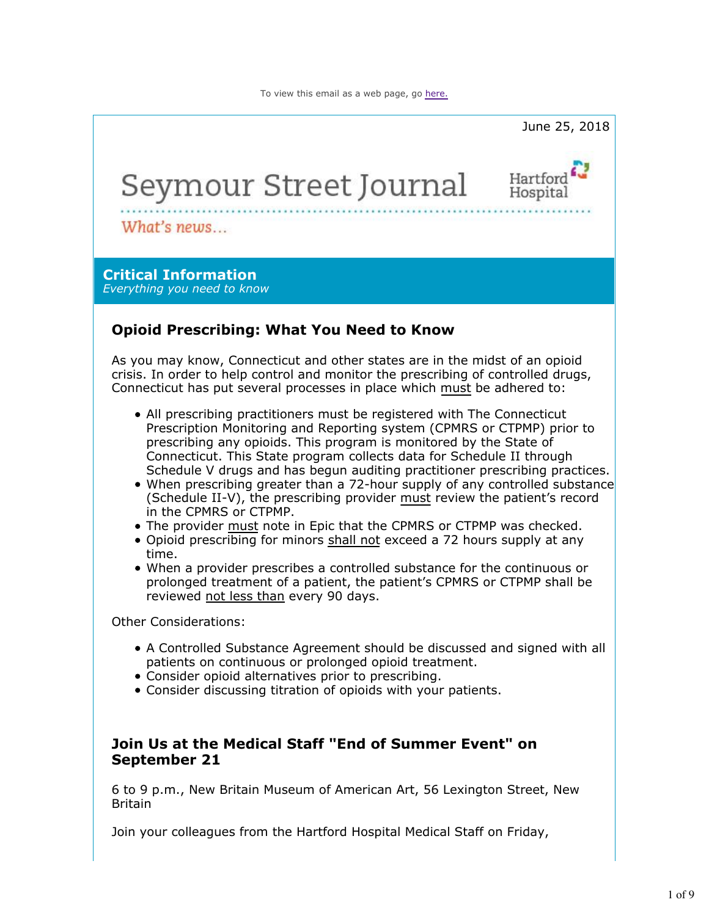To view this email as a web page, go here.

June 25, 2018

# Seymour Street Journal

Hartford Hospital

*What's news...*

## Critical Information

*Everything you need to know*

### Opioid Prescribing: What You Need to Know

As you may know, Connecticut and other states are in the midst of an opioid crisis. In order to help control and monitor the prescribing of controlled drugs, Connecticut has put several processes in place which must be adhered to:

- All prescribing practitioners must be registered with The Connecticut Prescription Monitoring and Reporting system (CPMRS or CTPMP) prior to prescribing any opioids. This program is monitored by the State of Connecticut. This State program collects data for Schedule II through Schedule V drugs and has begun auditing practitioner prescribing practices.
- When prescribing greater than a 72-hour supply of any controlled substance (Schedule II-V), the prescribing provider must review the patient's record in the CPMRS or CTPMP.
- The provider must note in Epic that the CPMRS or CTPMP was checked.
- Opioid prescribing for minors shall not exceed a 72 hours supply at any time.
- When a provider prescribes a controlled substance for the continuous or prolonged treatment of a patient, the patient's CPMRS or CTPMP shall be reviewed not less than every 90 days.

Other Considerations:

- A Controlled Substance Agreement should be discussed and signed with all patients on continuous or prolonged opioid treatment.
- Consider opioid alternatives prior to prescribing.
- Consider discussing titration of opioids with your patients.

### Join Us at the Medical Staff "End of Summer Event" on September 21

6 to 9 p.m., New Britain Museum of American Art, 56 Lexington Street, New Britain

Join your colleagues from the Hartford Hospital Medical Staff on Friday,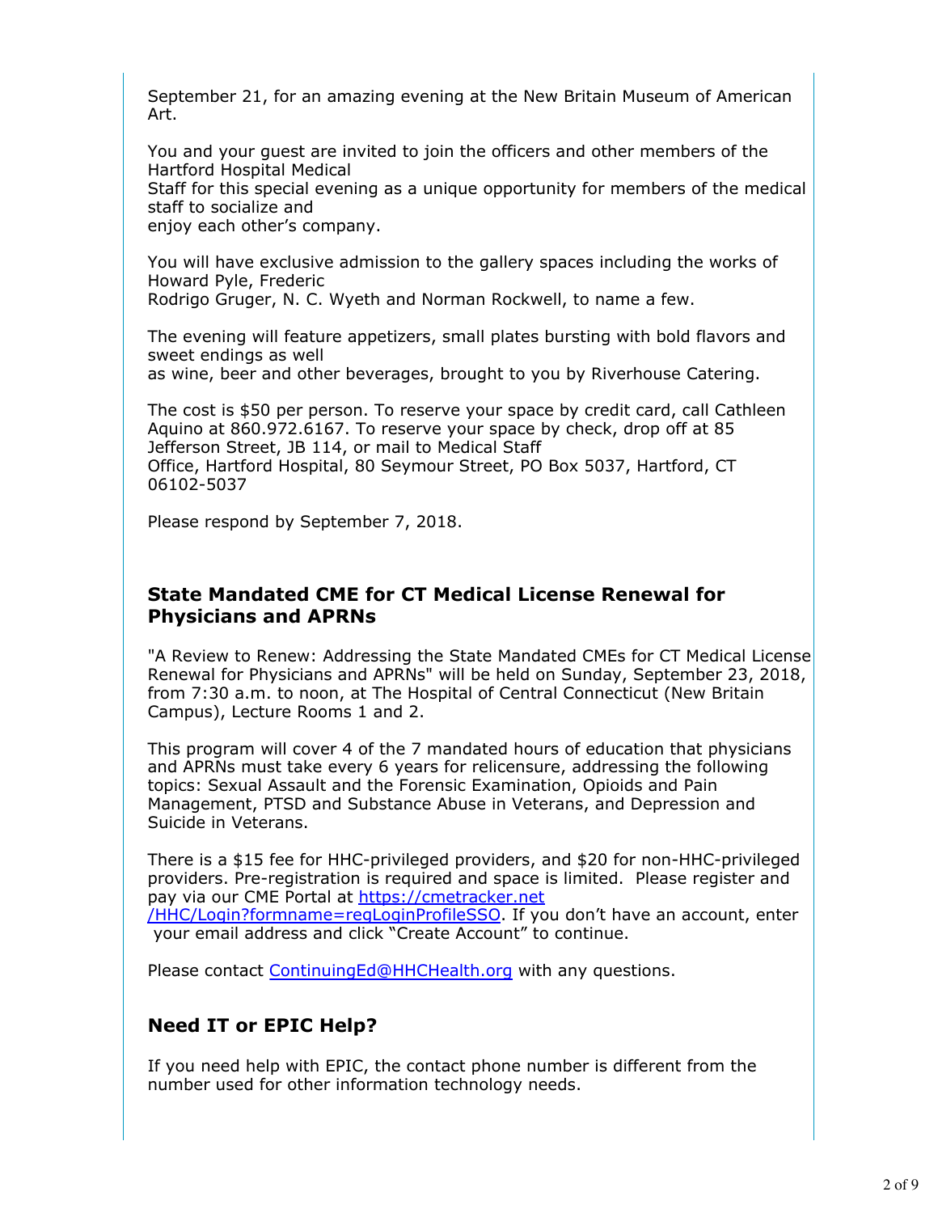September 21, for an amazing evening at the New Britain Museum of American Art.

You and your guest are invited to join the officers and other members of the Hartford Hospital Medical Staff for this special evening as a unique opportunity for members of the medical staff to socialize and enjoy each other's company.

You will have exclusive admission to the gallery spaces including the works of Howard Pyle, Frederic Rodrigo Gruger, N. C. Wyeth and Norman Rockwell, to name a few.

The evening will feature appetizers, small plates bursting with bold flavors and sweet endings as well as wine, beer and other beverages, brought to you by Riverhouse Catering.

The cost is $50 per person. To reserve your space by credit card, call Cathleen Aquino at 860.972.6167. To reserve your space by check, drop off at 85 Jefferson Street, JB 114, or mail to Medical Staff Office, Hartford Hospital, 80 Seymour Street, PO Box 5037, Hartford, CT 06102-5037

Please respond by September 7, 2018.

### State Mandated CME for CT Medical License Renewal for Physicians and APRNs

"A Review to Renew: Addressing the State Mandated CMEs for CT Medical License Renewal for Physicians and APRNs" will be held on Sunday, September 23, 2018, from 7:30 a.m. to noon, at The Hospital of Central Connecticut (New Britain Campus), Lecture Rooms 1 and 2.

This program will cover 4 of the 7 mandated hours of education that physicians and APRNs must take every 6 years for relicensure, addressing the following topics: Sexual Assault and the Forensic Examination, Opioids and Pain Management, PTSD and Substance Abuse in Veterans, and Depression and Suicide in Veterans.

There is a $15 fee for HHC-privileged providers, and $20 for non-HHC-privileged providers. Pre-registration is required and space is limited. Please register and pay via our CME Portal at [https://cmetracker.net/HHC/Login?formname=regLoginProfileSSO](https://cmetracker.net/HHC/Login?formname=regLoginProfileSSO). If you don't have an account, enter your email address and click "Create Account" to continue.

Please contact [ContinuingEd@HHCHealth.org](mailto:ContinuingEd@HHCHealth.org) with any questions.

### Need IT or EPIC Help?

If you need help with EPIC, the contact phone number is different from the number used for other information technology needs.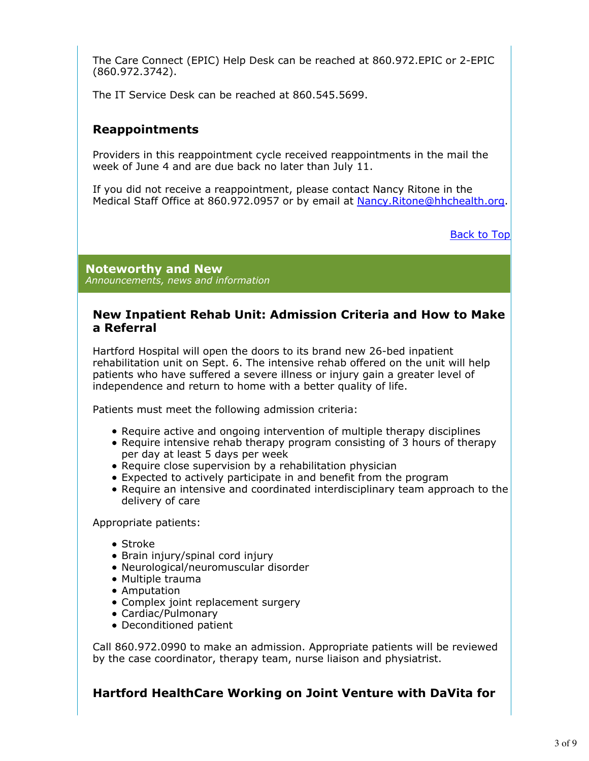The Care Connect (EPIC) Help Desk can be reached at 860.972.EPIC or 2-EPIC (860.972.3742).

The IT Service Desk can be reached at 860.545.5699.

### Reappointments

Providers in this reappointment cycle received reappointments in the mail the week of June 4 and are due back no later than July 11.

If you did not receive a reappointment, please contact Nancy Ritone in the Medical Staff Office at 860.972.0957 or by email at Nancy.Ritone@hhchealth.org.

Back to Top

## Noteworthy and New

*Announcements, news and information*

### New Inpatient Rehab Unit: Admission Criteria and How to Make a Referral

Hartford Hospital will open the doors to its brand new 26-bed inpatient rehabilitation unit on Sept. 6. The intensive rehab offered on the unit will help patients who have suffered a severe illness or injury gain a greater level of independence and return to home with a better quality of life.

Patients must meet the following admission criteria:

- Require active and ongoing intervention of multiple therapy disciplines
- Require intensive rehab therapy program consisting of 3 hours of therapy per day at least 5 days per week
- Require close supervision by a rehabilitation physician
- Expected to actively participate in and benefit from the program
- Require an intensive and coordinated interdisciplinary team approach to the delivery of care

Appropriate patients:

- Stroke
- Brain injury/spinal cord injury
- Neurological/neuromuscular disorder
- Multiple trauma
- Amputation
- Complex joint replacement surgery
- Cardiac/Pulmonary
- Deconditioned patient

Call 860.972.0990 to make an admission. Appropriate patients will be reviewed by the case coordinator, therapy team, nurse liaison and physiatrist.

### Hartford HealthCare Working on Joint Venture with DaVita for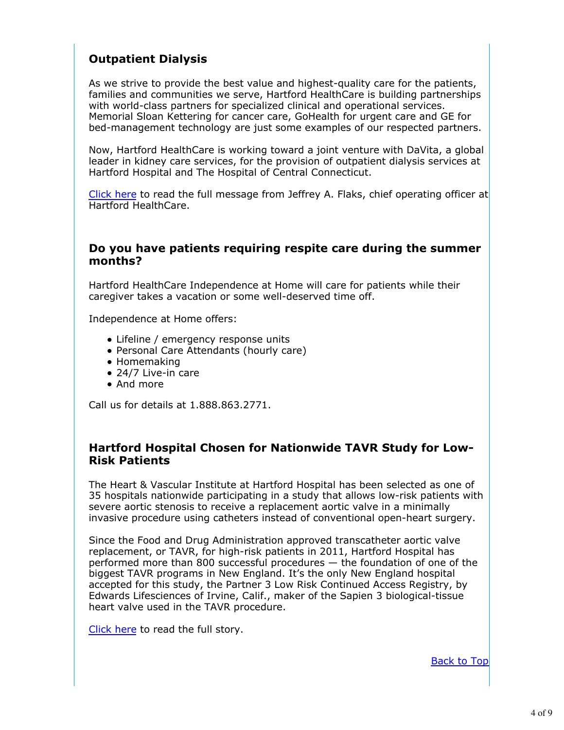## Outpatient Dialysis

As we strive to provide the best value and highest-quality care for the patients, families and communities we serve, Hartford HealthCare is building partnerships with world-class partners for specialized clinical and operational services. Memorial Sloan Kettering for cancer care, GoHealth for urgent care and GE for bed-management technology are just some examples of our respected partners.

Now, Hartford HealthCare is working toward a joint venture with DaVita, a global leader in kidney care services, for the provision of outpatient dialysis services at Hartford Hospital and The Hospital of Central Connecticut.

Click here to read the full message from Jeffrey A. Flaks, chief operating officer at Hartford HealthCare.

## Do you have patients requiring respite care during the summer months?

Hartford HealthCare Independence at Home will care for patients while their caregiver takes a vacation or some well-deserved time off.

Independence at Home offers:

- Lifeline / emergency response units
- Personal Care Attendants (hourly care)
- Homemaking
- 24/7 Live-in care
- And more

Call us for details at 1.888.863.2771.

## Hartford Hospital Chosen for Nationwide TAVR Study for Low-Risk Patients

The Heart & Vascular Institute at Hartford Hospital has been selected as one of 35 hospitals nationwide participating in a study that allows low-risk patients with severe aortic stenosis to receive a replacement aortic valve in a minimally invasive procedure using catheters instead of conventional open-heart surgery.

Since the Food and Drug Administration approved transcatheter aortic valve replacement, or TAVR, for high-risk patients in 2011, Hartford Hospital has performed more than 800 successful procedures — the foundation of one of the biggest TAVR programs in New England. It's the only New England hospital accepted for this study, the Partner 3 Low Risk Continued Access Registry, by Edwards Lifesciences of Irvine, Calif., maker of the Sapien 3 biological-tissue heart valve used in the TAVR procedure.

Click here to read the full story.

Back to Top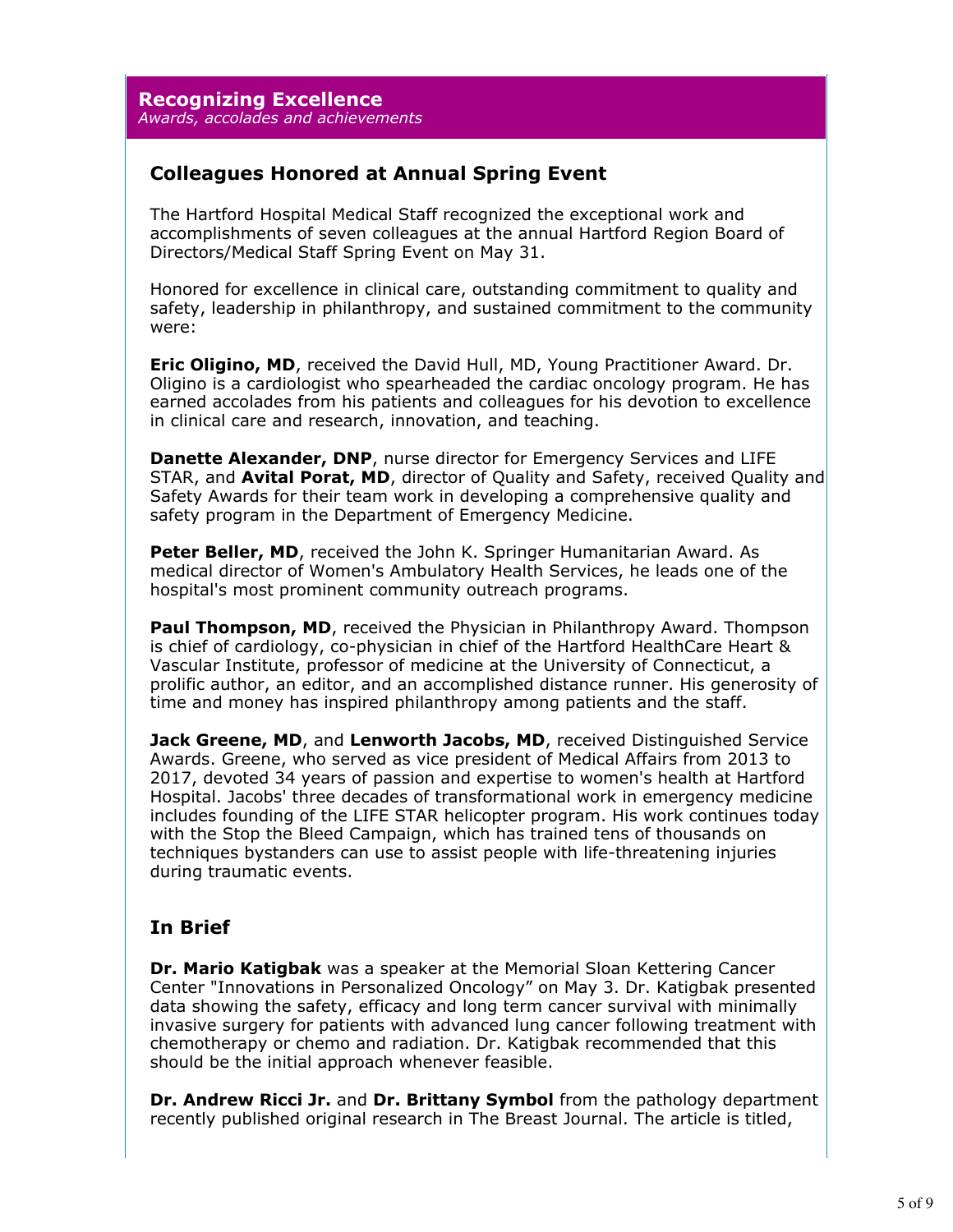## Recognizing Excellence

*Awards, accolades and achievements*

### Colleagues Honored at Annual Spring Event

The Hartford Hospital Medical Staff recognized the exceptional work and accomplishments of seven colleagues at the annual Hartford Region Board of Directors/Medical Staff Spring Event on May 31.

Honored for excellence in clinical care, outstanding commitment to quality and safety, leadership in philanthropy, and sustained commitment to the community were:

**Eric Oligino, MD**, received the David Hull, MD, Young Practitioner Award. Dr. Oligino is a cardiologist who spearheaded the cardiac oncology program. He has earned accolades from his patients and colleagues for his devotion to excellence in clinical care and research, innovation, and teaching.

**Danette Alexander, DNP**, nurse director for Emergency Services and LIFE STAR, and **Avital Porat, MD**, director of Quality and Safety, received Quality and Safety Awards for their team work in developing a comprehensive quality and safety program in the Department of Emergency Medicine.

**Peter Beller, MD**, received the John K. Springer Humanitarian Award. As medical director of Women's Ambulatory Health Services, he leads one of the hospital's most prominent community outreach programs.

**Paul Thompson, MD**, received the Physician in Philanthropy Award. Thompson is chief of cardiology, co-physician in chief of the Hartford HealthCare Heart & Vascular Institute, professor of medicine at the University of Connecticut, a prolific author, an editor, and an accomplished distance runner. His generosity of time and money has inspired philanthropy among patients and the staff.

**Jack Greene, MD**, and **Lenworth Jacobs, MD**, received Distinguished Service Awards. Greene, who served as vice president of Medical Affairs from 2013 to 2017, devoted 34 years of passion and expertise to women's health at Hartford Hospital. Jacobs' three decades of transformational work in emergency medicine includes founding of the LIFE STAR helicopter program. His work continues today with the Stop the Bleed Campaign, which has trained tens of thousands on techniques bystanders can use to assist people with life-threatening injuries during traumatic events.

### In Brief

**Dr. Mario Katigbak** was a speaker at the Memorial Sloan Kettering Cancer Center "Innovations in Personalized Oncology" on May 3. Dr. Katigbak presented data showing the safety, efficacy and long term cancer survival with minimally invasive surgery for patients with advanced lung cancer following treatment with chemotherapy or chemo and radiation. Dr. Katigbak recommended that this should be the initial approach whenever feasible.

**Dr. Andrew Ricci Jr.** and **Dr. Brittany Symbol** from the pathology department recently published original research in The Breast Journal. The article is titled,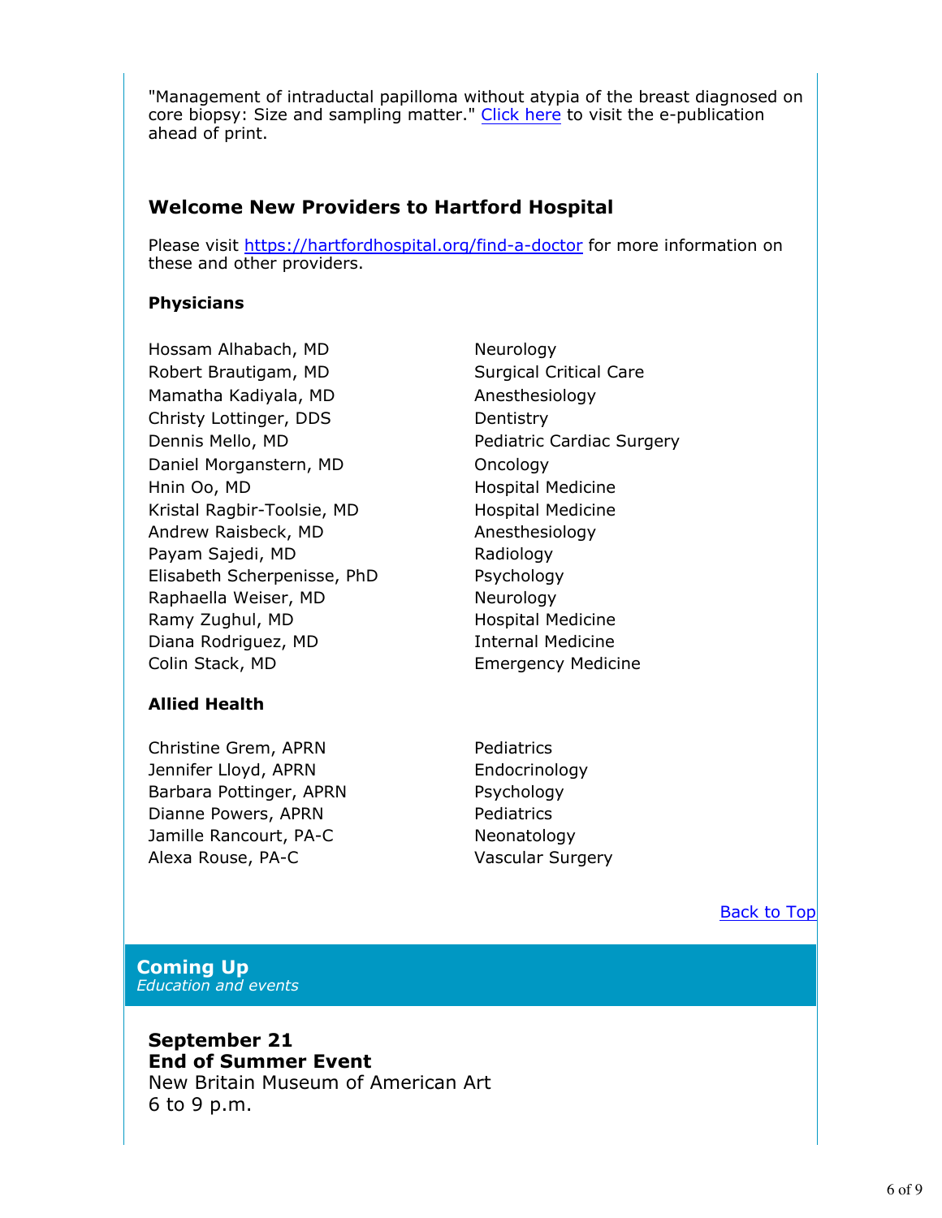"Management of intraductal papilloma without atypia of the breast diagnosed on core biopsy: Size and sampling matter." Click here to visit the e-publication ahead of print.

## Welcome New Providers to Hartford Hospital

Please visit https://hartfordhospital.org/find-a-doctor for more information on these and other providers.

### Physicians

| | |
|---|---|
| Hossam Alhabach, MD | Neurology |
| Robert Brautigam, MD | Surgical Critical Care |
| Mamatha Kadiyala, MD | Anesthesiology |
| Christy Lottinger, DDS | Dentistry |
| Dennis Mello, MD | Pediatric Cardiac Surgery |
| Daniel Morganstern, MD | Oncology |
| Hnin Oo, MD | Hospital Medicine |
| Kristal Ragbir-Toolsie, MD | Hospital Medicine |
| Andrew Raisbeck, MD | Anesthesiology |
| Payam Sajedi, MD | Radiology |
| Elisabeth Scherpenisse, PhD | Psychology |
| Raphaella Weiser, MD | Neurology |
| Ramy Zughul, MD | Hospital Medicine |
| Diana Rodriguez, MD | Internal Medicine |
| Colin Stack, MD | Emergency Medicine |

### Allied Health

| | |
|---|---|
| Christine Grem, APRN | Pediatrics |
| Jennifer Lloyd, APRN | Endocrinology |
| Barbara Pottinger, APRN | Psychology |
| Dianne Powers, APRN | Pediatrics |
| Jamille Rancourt, PA-C | Neonatology |
| Alexa Rouse, PA-C | Vascular Surgery |

Back to Top

## Coming Up
*Education and events*

**September 21**
**End of Summer Event**
New Britain Museum of American Art
6 to 9 p.m.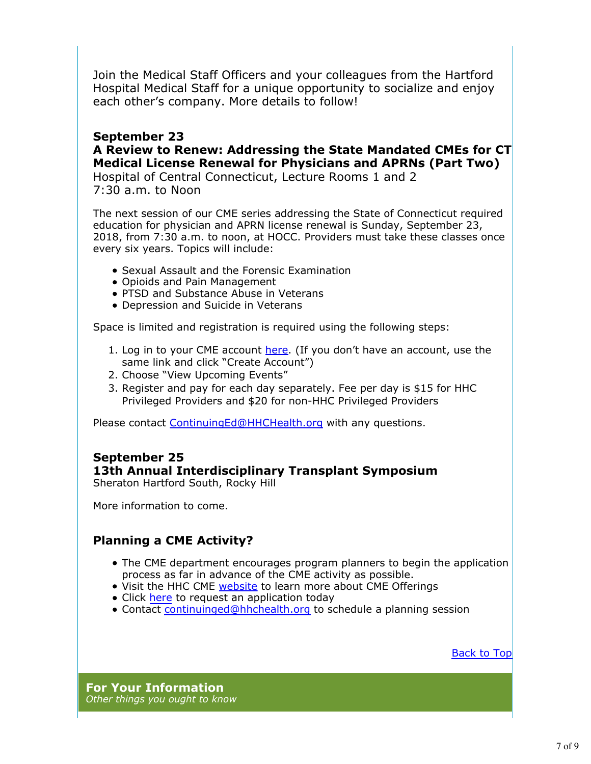Join the Medical Staff Officers and your colleagues from the Hartford Hospital Medical Staff for a unique opportunity to socialize and enjoy each other's company. More details to follow!

**September 23**
**A Review to Renew: Addressing the State Mandated CMEs for CT Medical License Renewal for Physicians and APRNs (Part Two)**
Hospital of Central Connecticut, Lecture Rooms 1 and 2
7:30 a.m. to Noon

The next session of our CME series addressing the State of Connecticut required education for physician and APRN license renewal is Sunday, September 23, 2018, from 7:30 a.m. to noon, at HOCC. Providers must take these classes once every six years. Topics will include:

- Sexual Assault and the Forensic Examination
- Opioids and Pain Management
- PTSD and Substance Abuse in Veterans
- Depression and Suicide in Veterans

Space is limited and registration is required using the following steps:

1. Log in to your CME account here. (If you don't have an account, use the same link and click "Create Account")
2. Choose "View Upcoming Events"
3. Register and pay for each day separately. Fee per day is $15 for HHC Privileged Providers and $20 for non-HHC Privileged Providers

Please contact ContinuingEd@HHCHealth.org with any questions.

**September 25**
**13th Annual Interdisciplinary Transplant Symposium**
Sheraton Hartford South, Rocky Hill

More information to come.

## Planning a CME Activity?

- The CME department encourages program planners to begin the application process as far in advance of the CME activity as possible.
- Visit the HHC CME website to learn more about CME Offerings
- Click here to request an application today
- Contact continuinged@hhchealth.org to schedule a planning session

Back to Top

## For Your Information

*Other things you ought to know*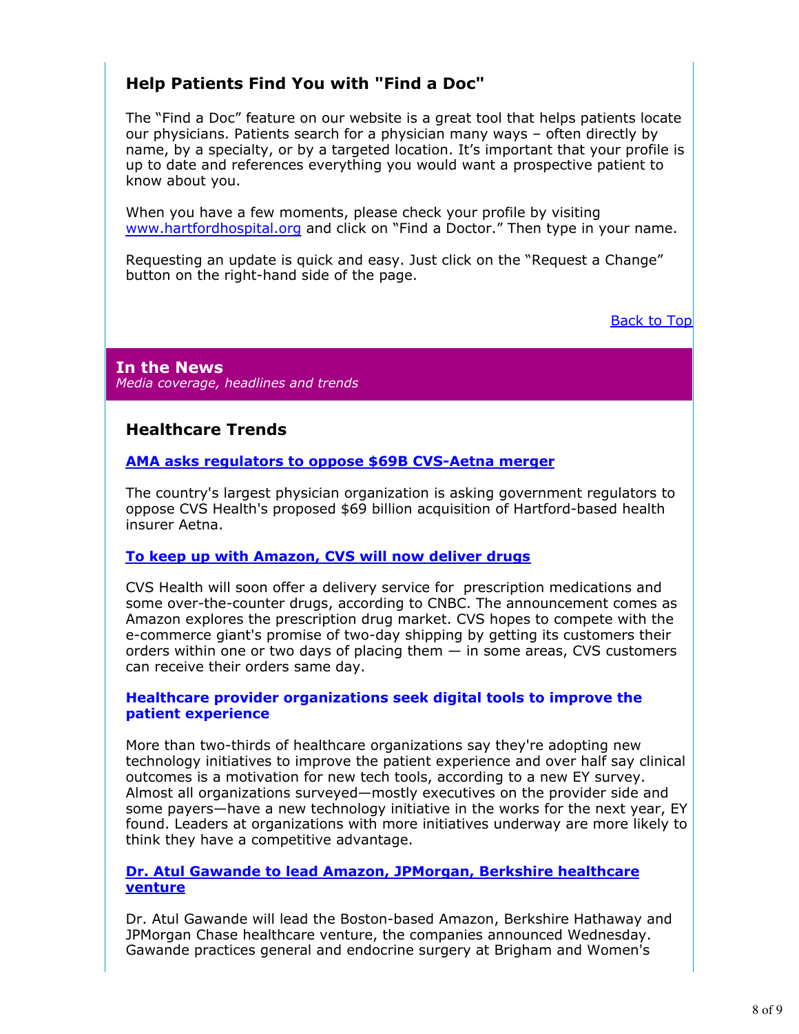## Help Patients Find You with "Find a Doc"

The “Find a Doc” feature on our website is a great tool that helps patients locate our physicians. Patients search for a physician many ways – often directly by name, by a specialty, or by a targeted location. It’s important that your profile is up to date and references everything you would want a prospective patient to know about you.

When you have a few moments, please check your profile by visiting www.hartfordhospital.org and click on “Find a Doctor.” Then type in your name.

Requesting an update is quick and easy. Just click on the “Request a Change” button on the right-hand side of the page.

Back to Top

## In the News

*Media coverage, headlines and trends*

### Healthcare Trends

**AMA asks regulators to oppose $69B CVS-Aetna merger**

The country's largest physician organization is asking government regulators to oppose CVS Health's proposed $69 billion acquisition of Hartford-based health insurer Aetna.

**To keep up with Amazon, CVS will now deliver drugs**

CVS Health will soon offer a delivery service for prescription medications and some over-the-counter drugs, according to CNBC. The announcement comes as Amazon explores the prescription drug market. CVS hopes to compete with the e-commerce giant's promise of two-day shipping by getting its customers their orders within one or two days of placing them — in some areas, CVS customers can receive their orders same day.

**Healthcare provider organizations seek digital tools to improve the patient experience**

More than two-thirds of healthcare organizations say they're adopting new technology initiatives to improve the patient experience and over half say clinical outcomes is a motivation for new tech tools, according to a new EY survey. Almost all organizations surveyed—mostly executives on the provider side and some payers—have a new technology initiative in the works for the next year, EY found. Leaders at organizations with more initiatives underway are more likely to think they have a competitive advantage.

**Dr. Atul Gawande to lead Amazon, JPMorgan, Berkshire healthcare venture**

Dr. Atul Gawande will lead the Boston-based Amazon, Berkshire Hathaway and JPMorgan Chase healthcare venture, the companies announced Wednesday. Gawande practices general and endocrine surgery at Brigham and Women's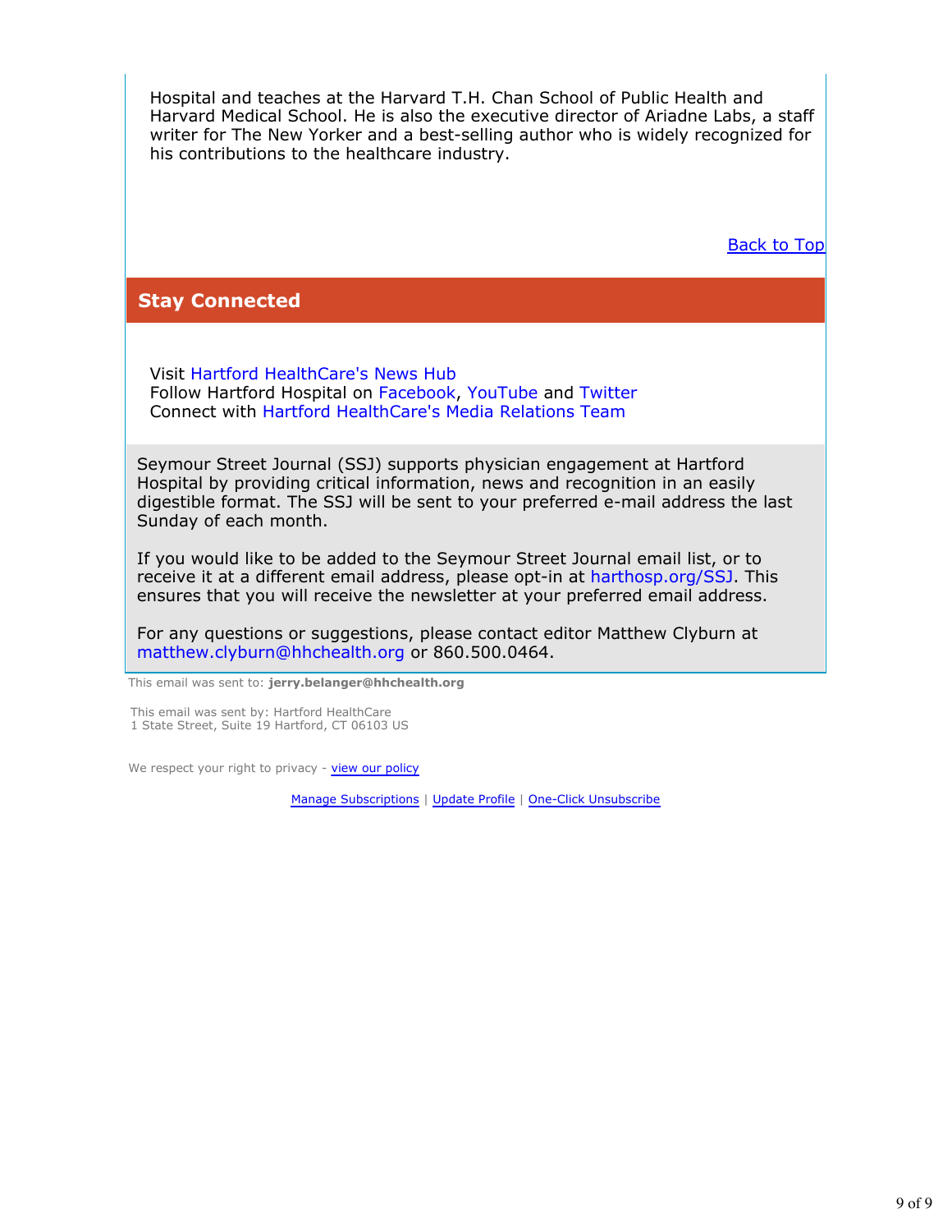Hospital and teaches at the Harvard T.H. Chan School of Public Health and Harvard Medical School. He is also the executive director of Ariadne Labs, a staff writer for The New Yorker and a best-selling author who is widely recognized for his contributions to the healthcare industry.

Back to Top

## Stay Connected

Visit Hartford HealthCare's News Hub
Follow Hartford Hospital on Facebook, YouTube and Twitter
Connect with Hartford HealthCare's Media Relations Team

Seymour Street Journal (SSJ) supports physician engagement at Hartford Hospital by providing critical information, news and recognition in an easily digestible format. The SSJ will be sent to your preferred e-mail address the last Sunday of each month.

If you would like to be added to the Seymour Street Journal email list, or to receive it at a different email address, please opt-in at harthosp.org/SSJ. This ensures that you will receive the newsletter at your preferred email address.

For any questions or suggestions, please contact editor Matthew Clyburn at matthew.clyburn@hhchealth.org or 860.500.0464.

This email was sent to: **jerry.belanger@hhchealth.org**

This email was sent by: Hartford HealthCare
1 State Street, Suite 19 Hartford, CT 06103 US

We respect your right to privacy - view our policy

Manage Subscriptions | Update Profile | One-Click Unsubscribe